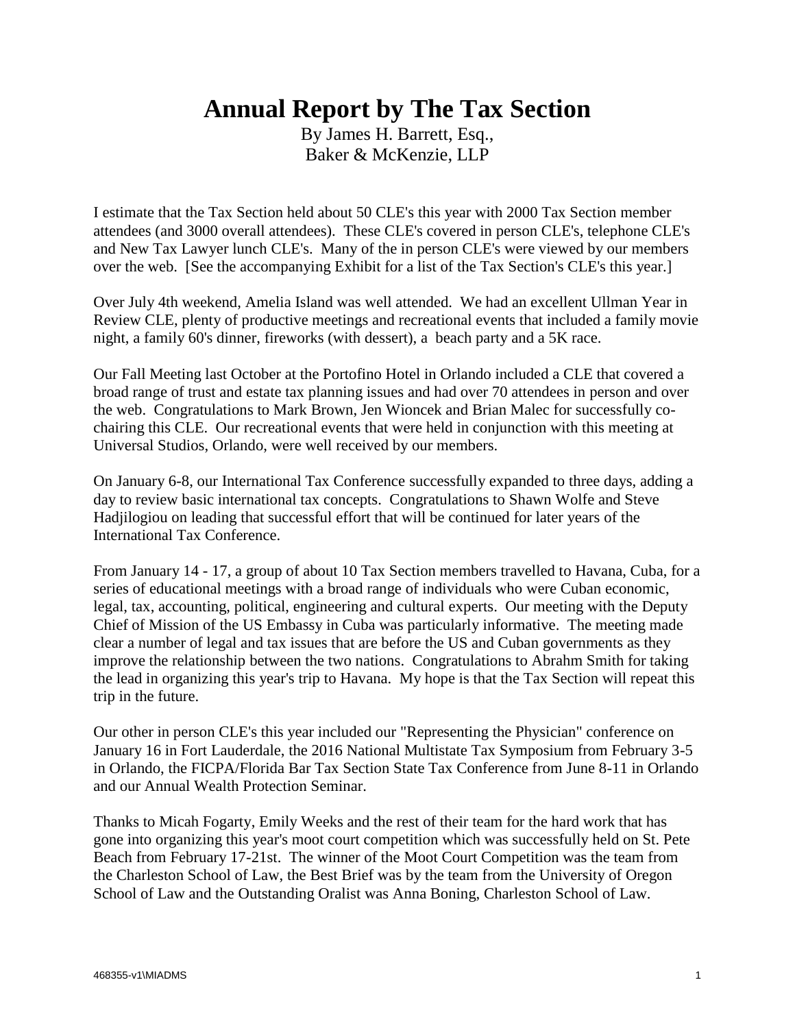# Annual Report by The Tax Section

By James H. Barrett, Esq.,
Baker & McKenzie, LLP

I estimate that the Tax Section held about 50 CLE's this year with 2000 Tax Section member attendees (and 3000 overall attendees). These CLE's covered in person CLE's, telephone CLE's and New Tax Lawyer lunch CLE's. Many of the in person CLE's were viewed by our members over the web. [See the accompanying Exhibit for a list of the Tax Section's CLE's this year.]

Over July 4th weekend, Amelia Island was well attended. We had an excellent Ullman Year in Review CLE, plenty of productive meetings and recreational events that included a family movie night, a family 60's dinner, fireworks (with dessert), a beach party and a 5K race.

Our Fall Meeting last October at the Portofino Hotel in Orlando included a CLE that covered a broad range of trust and estate tax planning issues and had over 70 attendees in person and over the web. Congratulations to Mark Brown, Jen Wioncek and Brian Malec for successfully co-chairing this CLE. Our recreational events that were held in conjunction with this meeting at Universal Studios, Orlando, were well received by our members.

On January 6-8, our International Tax Conference successfully expanded to three days, adding a day to review basic international tax concepts. Congratulations to Shawn Wolfe and Steve Hadjilogiou on leading that successful effort that will be continued for later years of the International Tax Conference.

From January 14 - 17, a group of about 10 Tax Section members travelled to Havana, Cuba, for a series of educational meetings with a broad range of individuals who were Cuban economic, legal, tax, accounting, political, engineering and cultural experts. Our meeting with the Deputy Chief of Mission of the US Embassy in Cuba was particularly informative. The meeting made clear a number of legal and tax issues that are before the US and Cuban governments as they improve the relationship between the two nations. Congratulations to Abrahm Smith for taking the lead in organizing this year's trip to Havana. My hope is that the Tax Section will repeat this trip in the future.

Our other in person CLE's this year included our "Representing the Physician" conference on January 16 in Fort Lauderdale, the 2016 National Multistate Tax Symposium from February 3-5 in Orlando, the FICPA/Florida Bar Tax Section State Tax Conference from June 8-11 in Orlando and our Annual Wealth Protection Seminar.

Thanks to Micah Fogarty, Emily Weeks and the rest of their team for the hard work that has gone into organizing this year's moot court competition which was successfully held on St. Pete Beach from February 17-21st. The winner of the Moot Court Competition was the team from the Charleston School of Law, the Best Brief was by the team from the University of Oregon School of Law and the Outstanding Oralist was Anna Boning, Charleston School of Law.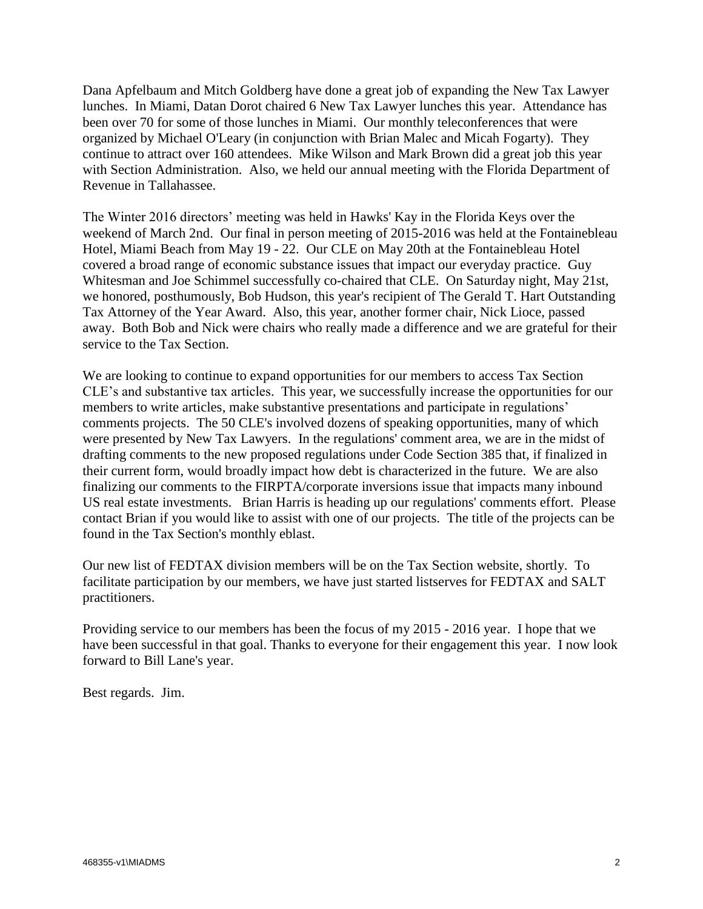Dana Apfelbaum and Mitch Goldberg have done a great job of expanding the New Tax Lawyer lunches. In Miami, Datan Dorot chaired 6 New Tax Lawyer lunches this year. Attendance has been over 70 for some of those lunches in Miami. Our monthly teleconferences that were organized by Michael O'Leary (in conjunction with Brian Malec and Micah Fogarty). They continue to attract over 160 attendees. Mike Wilson and Mark Brown did a great job this year with Section Administration. Also, we held our annual meeting with the Florida Department of Revenue in Tallahassee.

The Winter 2016 directors' meeting was held in Hawks' Kay in the Florida Keys over the weekend of March 2nd. Our final in person meeting of 2015-2016 was held at the Fontainebleau Hotel, Miami Beach from May 19 - 22. Our CLE on May 20th at the Fontainebleau Hotel covered a broad range of economic substance issues that impact our everyday practice. Guy Whitesman and Joe Schimmel successfully co-chaired that CLE. On Saturday night, May 21st, we honored, posthumously, Bob Hudson, this year's recipient of The Gerald T. Hart Outstanding Tax Attorney of the Year Award. Also, this year, another former chair, Nick Lioce, passed away. Both Bob and Nick were chairs who really made a difference and we are grateful for their service to the Tax Section.

We are looking to continue to expand opportunities for our members to access Tax Section CLE's and substantive tax articles. This year, we successfully increase the opportunities for our members to write articles, make substantive presentations and participate in regulations' comments projects. The 50 CLE's involved dozens of speaking opportunities, many of which were presented by New Tax Lawyers. In the regulations' comment area, we are in the midst of drafting comments to the new proposed regulations under Code Section 385 that, if finalized in their current form, would broadly impact how debt is characterized in the future. We are also finalizing our comments to the FIRPTA/corporate inversions issue that impacts many inbound US real estate investments. Brian Harris is heading up our regulations' comments effort. Please contact Brian if you would like to assist with one of our projects. The title of the projects can be found in the Tax Section's monthly eblast.

Our new list of FEDTAX division members will be on the Tax Section website, shortly. To facilitate participation by our members, we have just started listserves for FEDTAX and SALT practitioners.

Providing service to our members has been the focus of my 2015 - 2016 year. I hope that we have been successful in that goal. Thanks to everyone for their engagement this year. I now look forward to Bill Lane's year.

Best regards. Jim.

468355-v1\MIADMS